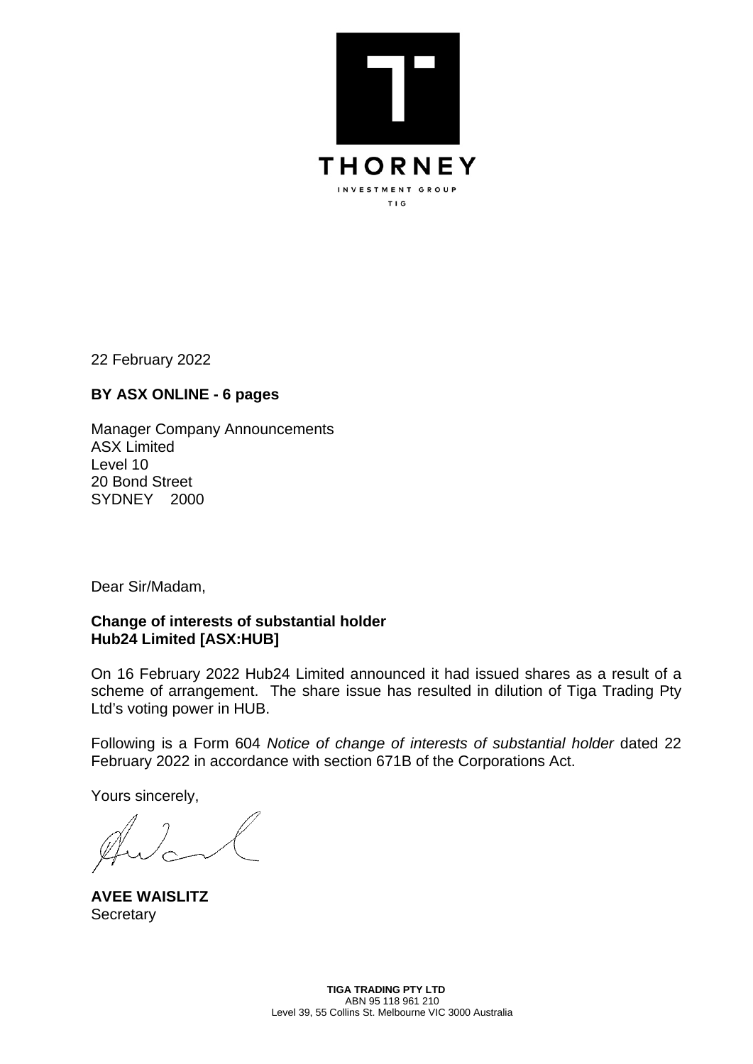THORNEY

INVESTMENT GROUP

TIG

22 February 2022

**BY ASX ONLINE - 6 pages**

Manager Company Announcements
ASX Limited
Level 10
20 Bond Street
SYDNEY 2000

Dear Sir/Madam,

**Change of interests of substantial holder**
**Hub24 Limited [ASX:HUB]**

On 16 February 2022 Hub24 Limited announced it had issued shares as a result of a scheme of arrangement. The share issue has resulted in dilution of Tiga Trading Pty Ltd's voting power in HUB.

Following is a Form 604 *Notice of change of interests of substantial holder* dated 22 February 2022 in accordance with section 671B of the Corporations Act.

Yours sincerely,

**AVEE WAISLITZ**
Secretary

**TIGA TRADING PTY LTD**
ABN 95 118 961 210
Level 39, 55 Collins St. Melbourne VIC 3000 Australia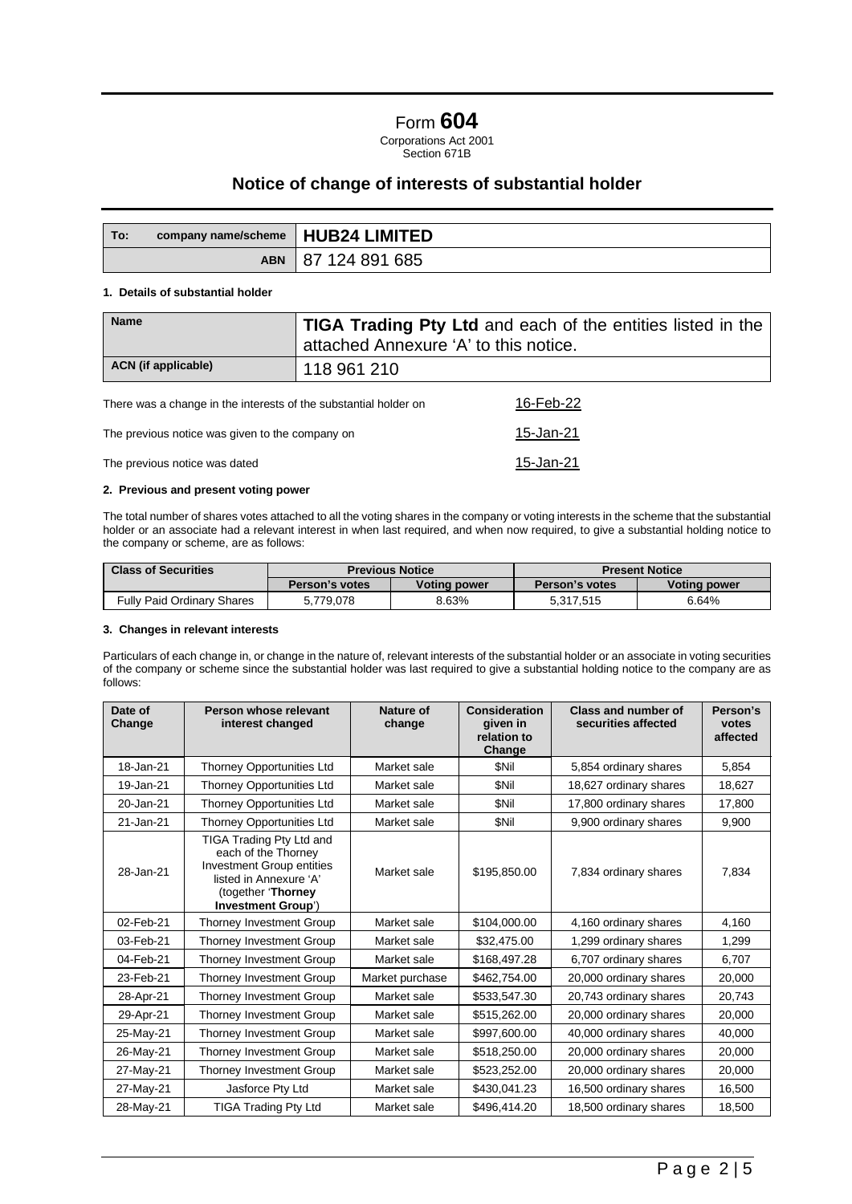# Form 604

Corporations Act 2001
Section 671B

## Notice of change of interests of substantial holder

| To: company name/scheme | HUB24 LIMITED |
|---|---|
| ABN | 87 124 891 685 |

**1. Details of substantial holder**

| Name | **TIGA Trading Pty Ltd** and each of the entities listed in the attached Annexure 'A' to this notice. |
|---|---|
| ACN (if applicable) | 118 961 210 |

There was a change in the interests of the substantial holder on 16-Feb-22

The previous notice was given to the company on 15-Jan-21

The previous notice was dated 15-Jan-21

**2. Previous and present voting power**

The total number of shares votes attached to all the voting shares in the company or voting interests in the scheme that the substantial holder or an associate had a relevant interest in when last required, and when now required, to give a substantial holding notice to the company or scheme, are as follows:

| Class of Securities | Previous Notice | | Present Notice | |
|---|---|---|---|---|
| | Person's votes | Voting power | Person's votes | Voting power |
| Fully Paid Ordinary Shares | 5,779,078 | 8.63% | 5,317,515 | 6.64% |

**3. Changes in relevant interests**

Particulars of each change in, or change in the nature of, relevant interests of the substantial holder or an associate in voting securities of the company or scheme since the substantial holder was last required to give a substantial holding notice to the company are as follows:

| Date of Change | Person whose relevant interest changed | Nature of change | Consideration given in relation to Change | Class and number of securities affected | Person's votes affected |
|---|---|---|---|---|---|
| 18-Jan-21 | Thorney Opportunities Ltd | Market sale | $Nil | 5,854 ordinary shares | 5,854 |
| 19-Jan-21 | Thorney Opportunities Ltd | Market sale | $Nil | 18,627 ordinary shares | 18,627 |
| 20-Jan-21 | Thorney Opportunities Ltd | Market sale | $Nil | 17,800 ordinary shares | 17,800 |
| 21-Jan-21 | Thorney Opportunities Ltd | Market sale | $Nil | 9,900 ordinary shares | 9,900 |
| 28-Jan-21 | TIGA Trading Pty Ltd and each of the Thorney Investment Group entities listed in Annexure 'A' (together '**Thorney Investment Group**') | Market sale | $195,850.00 | 7,834 ordinary shares | 7,834 |
| 02-Feb-21 | Thorney Investment Group | Market sale | $104,000.00 | 4,160 ordinary shares | 4,160 |
| 03-Feb-21 | Thorney Investment Group | Market sale | $32,475.00 | 1,299 ordinary shares | 1,299 |
| 04-Feb-21 | Thorney Investment Group | Market sale | $168,497.28 | 6,707 ordinary shares | 6,707 |
| 23-Feb-21 | Thorney Investment Group | Market purchase | $462,754.00 | 20,000 ordinary shares | 20,000 |
| 28-Apr-21 | Thorney Investment Group | Market sale | $533,547.30 | 20,743 ordinary shares | 20,743 |
| 29-Apr-21 | Thorney Investment Group | Market sale | $515,262.00 | 20,000 ordinary shares | 20,000 |
| 25-May-21 | Thorney Investment Group | Market sale | $997,600.00 | 40,000 ordinary shares | 40,000 |
| 26-May-21 | Thorney Investment Group | Market sale | $518,250.00 | 20,000 ordinary shares | 20,000 |
| 27-May-21 | Thorney Investment Group | Market sale | $523,252.00 | 20,000 ordinary shares | 20,000 |
| 27-May-21 | Jasforce Pty Ltd | Market sale | $430,041.23 | 16,500 ordinary shares | 16,500 |
| 28-May-21 | TIGA Trading Pty Ltd | Market sale | $496,414.20 | 18,500 ordinary shares | 18,500 |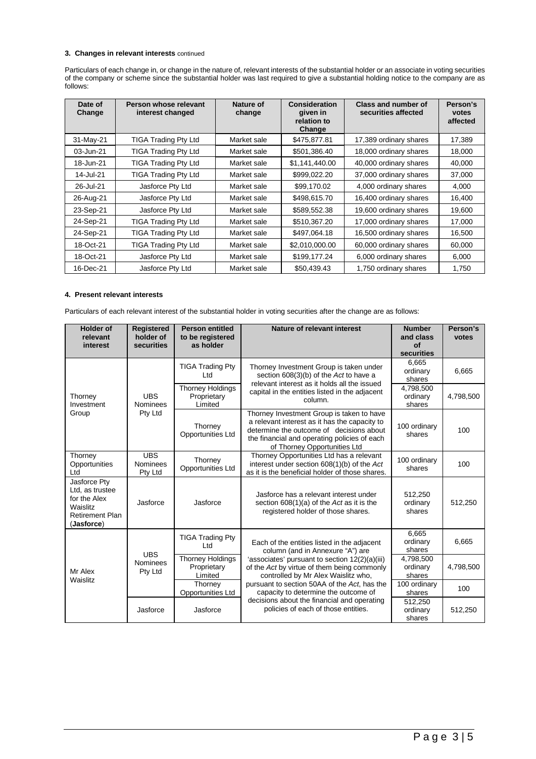**3. Changes in relevant interests** continued

Particulars of each change in, or change in the nature of, relevant interests of the substantial holder or an associate in voting securities of the company or scheme since the substantial holder was last required to give a substantial holding notice to the company are as follows:

| Date of Change | Person whose relevant interest changed | Nature of change | Consideration given in relation to Change | Class and number of securities affected | Person's votes affected |
|---|---|---|---|---|---|
| 31-May-21 | TIGA Trading Pty Ltd | Market sale | $475,877.81 | 17,389 ordinary shares | 17,389 |
| 03-Jun-21 | TIGA Trading Pty Ltd | Market sale | $501,386.40 | 18,000 ordinary shares | 18,000 |
| 18-Jun-21 | TIGA Trading Pty Ltd | Market sale | $1,141,440.00 | 40,000 ordinary shares | 40,000 |
| 14-Jul-21 | TIGA Trading Pty Ltd | Market sale | $999,022.20 | 37,000 ordinary shares | 37,000 |
| 26-Jul-21 | Jasforce Pty Ltd | Market sale | $99,170.02 | 4,000 ordinary shares | 4,000 |
| 26-Aug-21 | Jasforce Pty Ltd | Market sale | $498,615.70 | 16,400 ordinary shares | 16,400 |
| 23-Sep-21 | Jasforce Pty Ltd | Market sale | $589,552.38 | 19,600 ordinary shares | 19,600 |
| 24-Sep-21 | TIGA Trading Pty Ltd | Market sale | $510,367.20 | 17,000 ordinary shares | 17,000 |
| 24-Sep-21 | TIGA Trading Pty Ltd | Market sale | $497,064.18 | 16,500 ordinary shares | 16,500 |
| 18-Oct-21 | TIGA Trading Pty Ltd | Market sale | $2,010,000.00 | 60,000 ordinary shares | 60,000 |
| 18-Oct-21 | Jasforce Pty Ltd | Market sale | $199,177.24 | 6,000 ordinary shares | 6,000 |
| 16-Dec-21 | Jasforce Pty Ltd | Market sale | $50,439.43 | 1,750 ordinary shares | 1,750 |

**4. Present relevant interests**

Particulars of each relevant interest of the substantial holder in voting securities after the change are as follows:

| Holder of relevant interest | Registered holder of securities | Person entitled to be registered as holder | Nature of relevant interest | Number and class of securities | Person's votes |
|---|---|---|---|---|---|
| Thorney Investment Group | UBS Nominees Pty Ltd | TIGA Trading Pty Ltd | Thorney Investment Group is taken under section 608(3)(b) of the *Act* to have a relevant interest as it holds all the issued capital in the entities listed in the adjacent column. | 6,665 ordinary shares | 6,665 |
| | | Thorney Holdings Proprietary Limited | | 4,798,500 ordinary shares | 4,798,500 |
| | | Thorney Opportunities Ltd | Thorney Investment Group is taken to have a relevant interest as it has the capacity to determine the outcome of decisions about the financial and operating policies of each of Thorney Opportunities Ltd | 100 ordinary shares | 100 |
| Thorney Opportunities Ltd | UBS Nominees Pty Ltd | Thorney Opportunities Ltd | Thorney Opportunities Ltd has a relevant interest under section 608(1)(b) of the *Act* as it is the beneficial holder of those shares. | 100 ordinary shares | 100 |
| Jasforce Pty Ltd, as trustee for the Alex Waislitz Retirement Plan (**Jasforce**) | Jasforce | Jasforce | Jasforce has a relevant interest under section 608(1)(a) of the *Act* as it is the registered holder of those shares. | 512,250 ordinary shares | 512,250 |
| Mr Alex Waislitz | UBS Nominees Pty Ltd | TIGA Trading Pty Ltd | Each of the entities listed in the adjacent column (and in Annexure "A") are 'associates' pursuant to section 12(2)(a)(iii) of the *Act* by virtue of them being commonly controlled by Mr Alex Waislitz who, pursuant to section 50AA of the *Act*, has the capacity to determine the outcome of decisions about the financial and operating policies of each of those entities. | 6,665 ordinary shares | 6,665 |
| | | Thorney Holdings Proprietary Limited | | 4,798,500 ordinary shares | 4,798,500 |
| | | Thorney Opportunities Ltd | | 100 ordinary shares | 100 |
| | Jasforce | Jasforce | | 512,250 ordinary shares | 512,250 |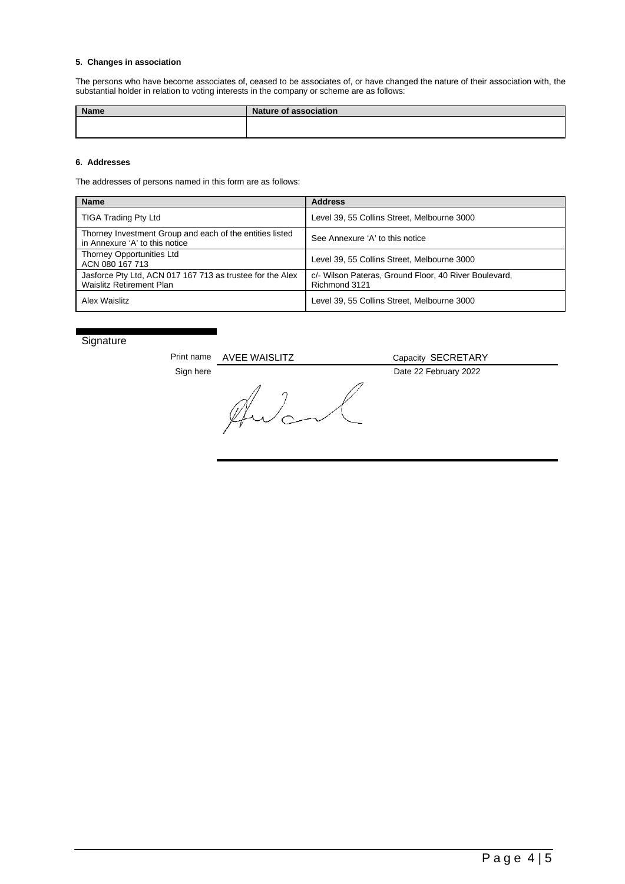### 5. Changes in association

The persons who have become associates of, ceased to be associates of, or have changed the nature of their association with, the substantial holder in relation to voting interests in the company or scheme are as follows:

| Name | Nature of association |
|---|---|
| | |

### 6. Addresses

The addresses of persons named in this form are as follows:

| Name | Address |
|---|---|
| TIGA Trading Pty Ltd | Level 39, 55 Collins Street, Melbourne 3000 |
| Thorney Investment Group and each of the entities listed in Annexure 'A' to this notice | See Annexure 'A' to this notice |
| Thorney Opportunities Ltd ACN 080 167 713 | Level 39, 55 Collins Street, Melbourne 3000 |
| Jasforce Pty Ltd, ACN 017 167 713 as trustee for the Alex Waislitz Retirement Plan | c/- Wilson Pateras, Ground Floor, 40 River Boulevard, Richmond 3121 |
| Alex Waislitz | Level 39, 55 Collins Street, Melbourne 3000 |

## Signature

Print name AVEE WAISLITZ Capacity SECRETARY

Sign here Date 22 February 2022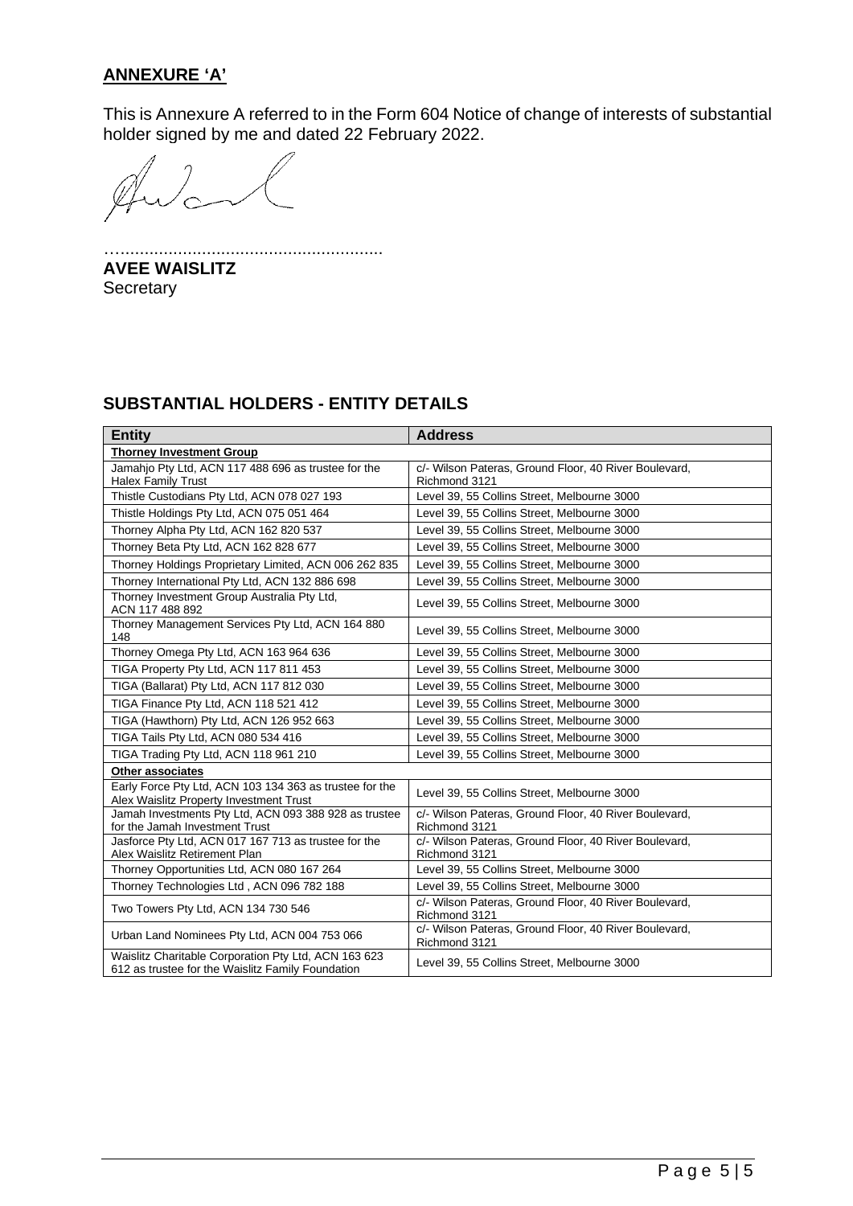## ANNEXURE 'A'

This is Annexure A referred to in the Form 604 Notice of change of interests of substantial holder signed by me and dated 22 February 2022.

………………………………………………

**AVEE WAISLITZ**
Secretary

## SUBSTANTIAL HOLDERS - ENTITY DETAILS

| Entity | Address |
|---|---|
| **Thorney Investment Group** | |
| Jamahjo Pty Ltd, ACN 117 488 696 as trustee for the Halex Family Trust | c/- Wilson Pateras, Ground Floor, 40 River Boulevard, Richmond 3121 |
| Thistle Custodians Pty Ltd, ACN 078 027 193 | Level 39, 55 Collins Street, Melbourne 3000 |
| Thistle Holdings Pty Ltd, ACN 075 051 464 | Level 39, 55 Collins Street, Melbourne 3000 |
| Thorney Alpha Pty Ltd, ACN 162 820 537 | Level 39, 55 Collins Street, Melbourne 3000 |
| Thorney Beta Pty Ltd, ACN 162 828 677 | Level 39, 55 Collins Street, Melbourne 3000 |
| Thorney Holdings Proprietary Limited, ACN 006 262 835 | Level 39, 55 Collins Street, Melbourne 3000 |
| Thorney International Pty Ltd, ACN 132 886 698 | Level 39, 55 Collins Street, Melbourne 3000 |
| Thorney Investment Group Australia Pty Ltd, ACN 117 488 892 | Level 39, 55 Collins Street, Melbourne 3000 |
| Thorney Management Services Pty Ltd, ACN 164 880 148 | Level 39, 55 Collins Street, Melbourne 3000 |
| Thorney Omega Pty Ltd, ACN 163 964 636 | Level 39, 55 Collins Street, Melbourne 3000 |
| TIGA Property Pty Ltd, ACN 117 811 453 | Level 39, 55 Collins Street, Melbourne 3000 |
| TIGA (Ballarat) Pty Ltd, ACN 117 812 030 | Level 39, 55 Collins Street, Melbourne 3000 |
| TIGA Finance Pty Ltd, ACN 118 521 412 | Level 39, 55 Collins Street, Melbourne 3000 |
| TIGA (Hawthorn) Pty Ltd, ACN 126 952 663 | Level 39, 55 Collins Street, Melbourne 3000 |
| TIGA Tails Pty Ltd, ACN 080 534 416 | Level 39, 55 Collins Street, Melbourne 3000 |
| TIGA Trading Pty Ltd, ACN 118 961 210 | Level 39, 55 Collins Street, Melbourne 3000 |
| **Other associates** | |
| Early Force Pty Ltd, ACN 103 134 363 as trustee for the Alex Waislitz Property Investment Trust | Level 39, 55 Collins Street, Melbourne 3000 |
| Jamah Investments Pty Ltd, ACN 093 388 928 as trustee for the Jamah Investment Trust | c/- Wilson Pateras, Ground Floor, 40 River Boulevard, Richmond 3121 |
| Jasforce Pty Ltd, ACN 017 167 713 as trustee for the Alex Waislitz Retirement Plan | c/- Wilson Pateras, Ground Floor, 40 River Boulevard, Richmond 3121 |
| Thorney Opportunities Ltd, ACN 080 167 264 | Level 39, 55 Collins Street, Melbourne 3000 |
| Thorney Technologies Ltd , ACN 096 782 188 | Level 39, 55 Collins Street, Melbourne 3000 |
| Two Towers Pty Ltd, ACN 134 730 546 | c/- Wilson Pateras, Ground Floor, 40 River Boulevard, Richmond 3121 |
| Urban Land Nominees Pty Ltd, ACN 004 753 066 | c/- Wilson Pateras, Ground Floor, 40 River Boulevard, Richmond 3121 |
| Waislitz Charitable Corporation Pty Ltd, ACN 163 623 612 as trustee for the Waislitz Family Foundation | Level 39, 55 Collins Street, Melbourne 3000 |